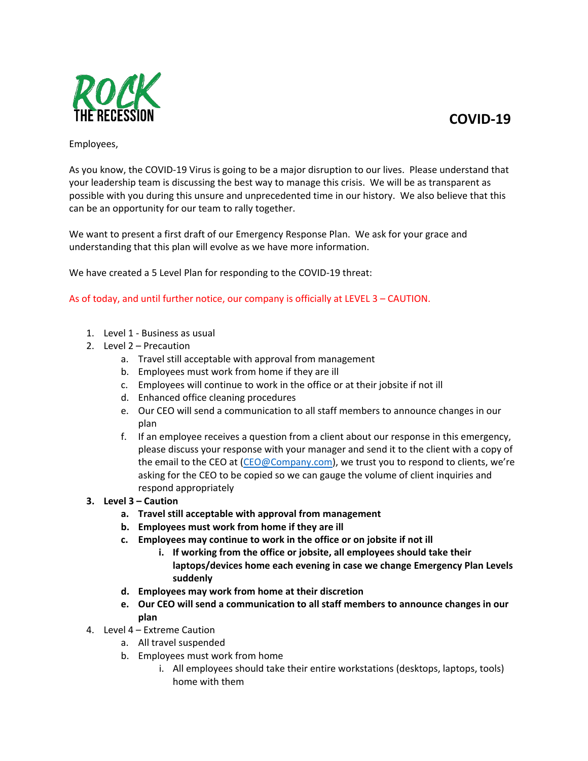ROCK THE RECESSION

# COVID-19

Employees,

As you know, the COVID-19 Virus is going to be a major disruption to our lives. Please understand that your leadership team is discussing the best way to manage this crisis. We will be as transparent as possible with you during this unsure and unprecedented time in our history. We also believe that this can be an opportunity for our team to rally together.

We want to present a first draft of our Emergency Response Plan. We ask for your grace and understanding that this plan will evolve as we have more information.

We have created a 5 Level Plan for responding to the COVID-19 threat:

As of today, and until further notice, our company is officially at LEVEL 3 – CAUTION.

1. Level 1 - Business as usual
2. Level 2 – Precaution
    a. Travel still acceptable with approval from management
    b. Employees must work from home if they are ill
    c. Employees will continue to work in the office or at their jobsite if not ill
    d. Enhanced office cleaning procedures
    e. Our CEO will send a communication to all staff members to announce changes in our plan
    f. If an employee receives a question from a client about our response in this emergency, please discuss your response with your manager and send it to the client with a copy of the email to the CEO at (CEO@Company.com), we trust you to respond to clients, we're asking for the CEO to be copied so we can gauge the volume of client inquiries and respond appropriately
3. **Level 3 – Caution**
    a. **Travel still acceptable with approval from management**
    b. **Employees must work from home if they are ill**
    c. **Employees may continue to work in the office or on jobsite if not ill**
        i. **If working from the office or jobsite, all employees should take their laptops/devices home each evening in case we change Emergency Plan Levels suddenly**
    d. **Employees may work from home at their discretion**
    e. **Our CEO will send a communication to all staff members to announce changes in our plan**
4. Level 4 – Extreme Caution
    a. All travel suspended
    b. Employees must work from home
        i. All employees should take their entire workstations (desktops, laptops, tools) home with them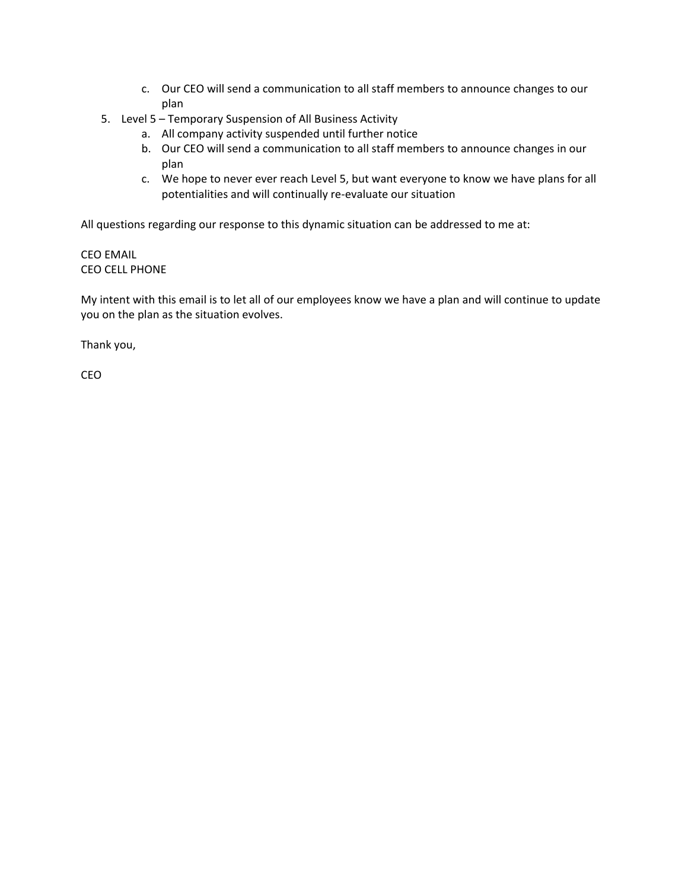c. Our CEO will send a communication to all staff members to announce changes to our plan

5. Level 5 – Temporary Suspension of All Business Activity
   a. All company activity suspended until further notice
   b. Our CEO will send a communication to all staff members to announce changes in our plan
   c. We hope to never ever reach Level 5, but want everyone to know we have plans for all potentialities and will continually re-evaluate our situation

All questions regarding our response to this dynamic situation can be addressed to me at:

CEO EMAIL
CEO CELL PHONE

My intent with this email is to let all of our employees know we have a plan and will continue to update you on the plan as the situation evolves.

Thank you,

CEO